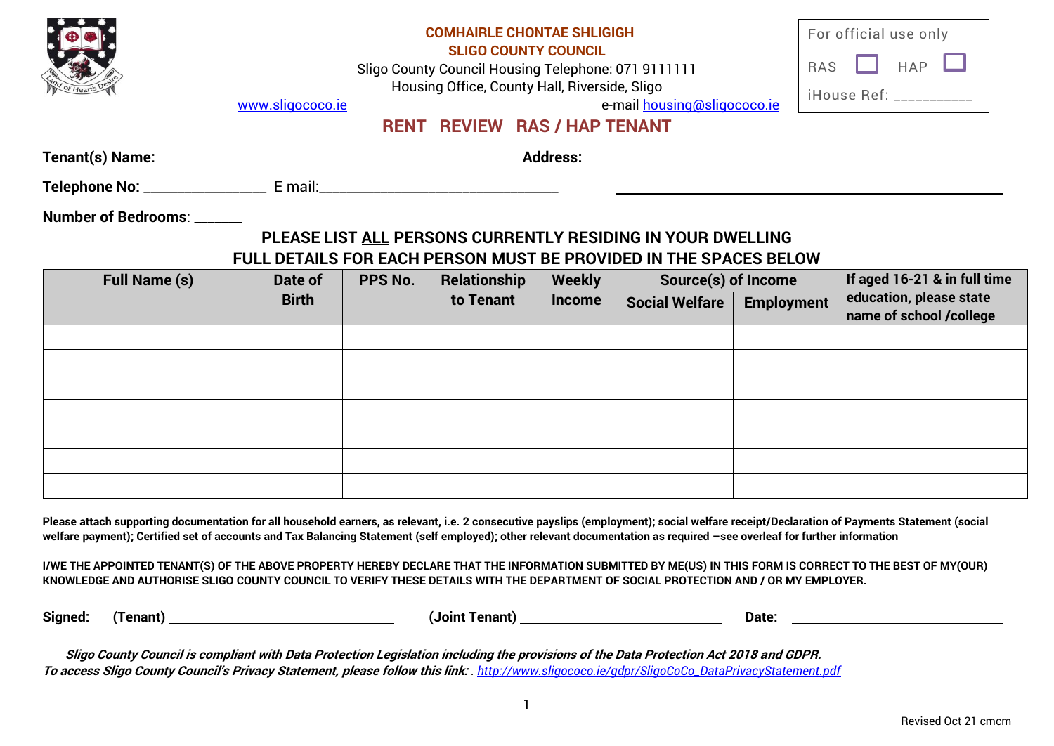**COMHAIRLE CHONTAE SHLIGIGH**
**SLIGO COUNTY COUNCIL**
Sligo County Council Housing Telephone: 071 9111111
Housing Office, County Hall, Riverside, Sligo
www.sligococo.ie e-mail housing@sligococo.ie

For official use only
RAS ☐ HAP ☐
iHouse Ref: __________

# RENT REVIEW RAS / HAP TENANT

**Tenant(s) Name:** ________________________________ **Address:** ________________________________

**Telephone No:** _______________ E mail:______________________________ ________________________________

**Number of Bedrooms**: ______

## PLEASE LIST ALL PERSONS CURRENTLY RESIDING IN YOUR DWELLING
## FULL DETAILS FOR EACH PERSON MUST BE PROVIDED IN THE SPACES BELOW

| Full Name (s) | Date of Birth | PPS No. | Relationship to Tenant | Weekly Income | Source(s) of Income | | If aged 16-21 & in full time education, please state name of school /college |
|---|---|---|---|---|---|---|---|
| | | | | | Social Welfare | Employment | |
| | | | | | | | |
| | | | | | | | |
| | | | | | | | |
| | | | | | | | |
| | | | | | | | |
| | | | | | | | |
| | | | | | | | |

**Please attach supporting documentation for all household earners, as relevant, i.e. 2 consecutive payslips (employment); social welfare receipt/Declaration of Payments Statement (social welfare payment); Certified set of accounts and Tax Balancing Statement (self employed); other relevant documentation as required –see overleaf for further information**

**I/WE THE APPOINTED TENANT(S) OF THE ABOVE PROPERTY HEREBY DECLARE THAT THE INFORMATION SUBMITTED BY ME(US) IN THIS FORM IS CORRECT TO THE BEST OF MY(OUR) KNOWLEDGE AND AUTHORISE SLIGO COUNTY COUNCIL TO VERIFY THESE DETAILS WITH THE DEPARTMENT OF SOCIAL PROTECTION AND / OR MY EMPLOYER.**

**Signed: (Tenant)** ____________________________ **(Joint Tenant)** ____________________________ **Date:** ____________________________

***Sligo County Council is compliant with Data Protection Legislation including the provisions of the Data Protection Act 2018 and GDPR.***
***To access Sligo County Council's Privacy Statement, please follow this link: .*** *http://www.sligococo.ie/gdpr/SligoCoCo_DataPrivacyStatement.pdf*

Revised Oct 21 cmcm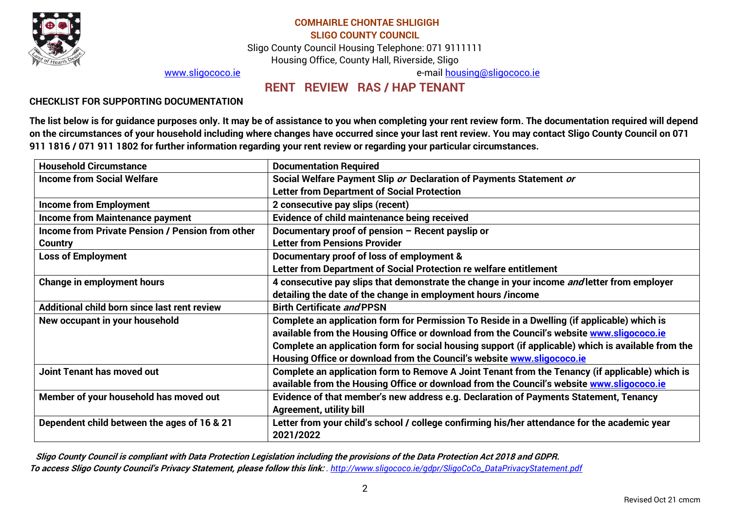**COMHAIRLE CHONTAE SHLIGIGH**
**SLIGO COUNTY COUNCIL**

Sligo County Council Housing Telephone: 071 9111111
Housing Office, County Hall, Riverside, Sligo
www.sligococo.ie e-mail housing@sligococo.ie

## RENT REVIEW RAS / HAP TENANT

**CHECKLIST FOR SUPPORTING DOCUMENTATION**

**The list below is for guidance purposes only. It may be of assistance to you when completing your rent review form. The documentation required will depend on the circumstances of your household including where changes have occurred since your last rent review. You may contact Sligo County Council on 071 911 1816 / 071 911 1802 for further information regarding your rent review or regarding your particular circumstances.**

| Household Circumstance | Documentation Required |
|---|---|
| **Income from Social Welfare** | **Social Welfare Payment Slip *or* Declaration of Payments Statement *or* Letter from Department of Social Protection** |
| **Income from Employment** | **2 consecutive pay slips (recent)** |
| **Income from Maintenance payment** | **Evidence of child maintenance being received** |
| **Income from Private Pension / Pension from other Country** | **Documentary proof of pension – Recent payslip or Letter from Pensions Provider** |
| **Loss of Employment** | **Documentary proof of loss of employment & Letter from Department of Social Protection re welfare entitlement** |
| **Change in employment hours** | **4 consecutive pay slips that demonstrate the change in your income *and* letter from employer detailing the date of the change in employment hours /income** |
| **Additional child born since last rent review** | **Birth Certificate *and* PPSN** |
| **New occupant in your household** | **Complete an application form for Permission To Reside in a Dwelling (if applicable) which is available from the Housing Office or download from the Council's website www.sligococo.ie Complete an application form for social housing support (if applicable) which is available from the Housing Office or download from the Council's website www.sligococo.ie** |
| **Joint Tenant has moved out** | **Complete an application form to Remove A Joint Tenant from the Tenancy (if applicable) which is available from the Housing Office or download from the Council's website www.sligococo.ie** |
| **Member of your household has moved out** | **Evidence of that member's new address e.g. Declaration of Payments Statement, Tenancy Agreement, utility bill** |
| **Dependent child between the ages of 16 & 21** | **Letter from your child's school / college confirming his/her attendance for the academic year 2021/2022** |

***Sligo County Council is compliant with Data Protection Legislation including the provisions of the Data Protection Act 2018 and GDPR.***
***To access Sligo County Council's Privacy Statement, please follow this link:*** . *http://www.sligococo.ie/gdpr/SligoCoCo_DataPrivacyStatement.pdf*

Revised Oct 21 cmcm